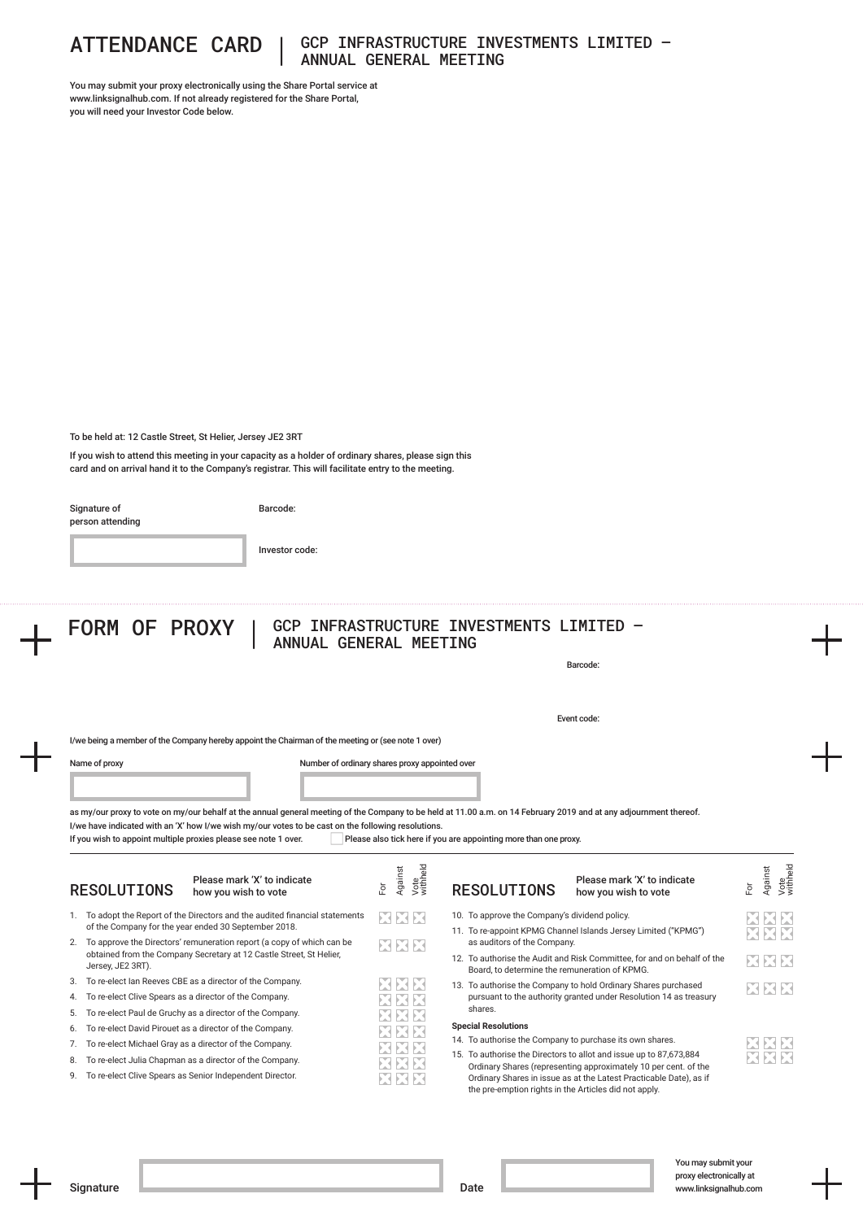# ATTENDANCE CARD | GCP INFRASTRUCTURE INVESTMENTS LIMITED – ANNUAL GENERAL MEETING

You may submit your proxy electronically using the Share Portal service at www.linksignalhub.com. If not already registered for the Share Portal, you will need your Investor Code below.

To be held at: 12 Castle Street, St Helier, Jersey JE2 3RT

If you wish to attend this meeting in your capacity as a holder of ordinary shares, please sign this card and on arrival hand it to the Company's registrar. This will facilitate entry to the meeting.

Signature of person attending

Barcode:

Investor code:

# FORM OF PROXY | GCP INFRASTRUCTURE INVESTMENTS LIMITED – ANNUAL GENERAL MEETING

Barcode:

Event code:

I/we being a member of the Company hereby appoint the Chairman of the meeting or (see note 1 over)

Name of proxy

Number of ordinary shares proxy appointed over

as my/our proxy to vote on my/our behalf at the annual general meeting of the Company to be held at 11.00 a.m. on 14 February 2019 and at any adjournment thereof.

I/we have indicated with an 'X' how I/we wish my/our votes to be cast on the following resolutions.

If you wish to appoint multiple proxies please see note 1 over. ☐ Please also tick here if you are appointing more than one proxy.

## RESOLUTIONS

Please mark 'X' to indicate how you wish to vote

| Resolution | For | Against | Vote withheld |
|---|---|---|---|
| 1. To adopt the Report of the Directors and the audited financial statements of the Company for the year ended 30 September 2018. | ☐ | ☐ | ☐ |
| 2. To approve the Directors' remuneration report (a copy of which can be obtained from the Company Secretary at 12 Castle Street, St Helier, Jersey, JE2 3RT). | ☐ | ☐ | ☐ |
| 3. To re-elect Ian Reeves CBE as a director of the Company. | ☐ | ☐ | ☐ |
| 4. To re-elect Clive Spears as a director of the Company. | ☐ | ☐ | ☐ |
| 5. To re-elect Paul de Gruchy as a director of the Company. | ☐ | ☐ | ☐ |
| 6. To re-elect David Pirouet as a director of the Company. | ☐ | ☐ | ☐ |
| 7. To re-elect Michael Gray as a director of the Company. | ☐ | ☐ | ☐ |
| 8. To re-elect Julia Chapman as a director of the Company. | ☐ | ☐ | ☐ |
| 9. To re-elect Clive Spears as Senior Independent Director. | ☐ | ☐ | ☐ |
| 10. To approve the Company's dividend policy. | ☐ | ☐ | ☐ |
| 11. To re-appoint KPMG Channel Islands Jersey Limited ("KPMG") as auditors of the Company. | ☐ | ☐ | ☐ |
| 12. To authorise the Audit and Risk Committee, for and on behalf of the Board, to determine the remuneration of KPMG. | ☐ | ☐ | ☐ |
| 13. To authorise the Company to hold Ordinary Shares purchased pursuant to the authority granted under Resolution 14 as treasury shares. | ☐ | ☐ | ☐ |
| **Special Resolutions** | | | |
| 14. To authorise the Company to purchase its own shares. | ☐ | ☐ | ☐ |
| 15. To authorise the Directors to allot and issue up to 87,673,884 Ordinary Shares (representing approximately 10 per cent. of the Ordinary Shares in issue as at the Latest Practicable Date), as if the pre-emption rights in the Articles did not apply. | ☐ | ☐ | ☐ |

Signature

Date

You may submit your proxy electronically at www.linksignalhub.com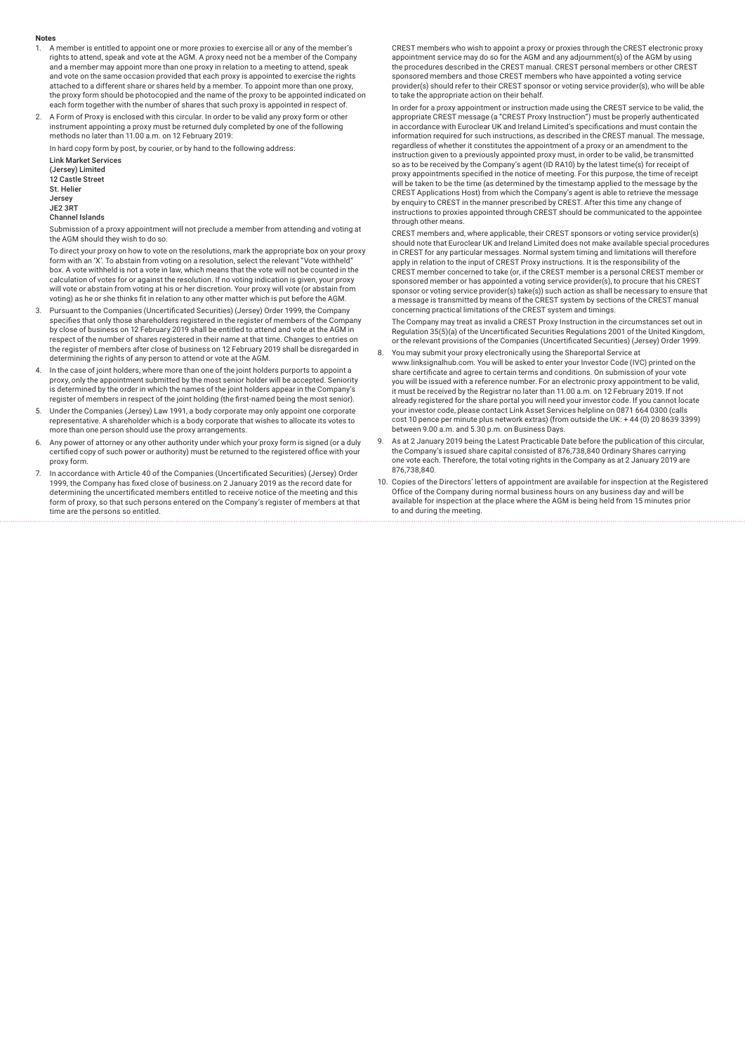**Notes**

1. A member is entitled to appoint one or more proxies to exercise all or any of the member's rights to attend, speak and vote at the AGM. A proxy need not be a member of the Company and a member may appoint more than one proxy in relation to a meeting to attend, speak and vote on the same occasion provided that each proxy is appointed to exercise the rights attached to a different share or shares held by a member. To appoint more than one proxy, the proxy form should be photocopied and the name of the proxy to be appointed indicated on each form together with the number of shares that such proxy is appointed in respect of.

2. A Form of Proxy is enclosed with this circular. In order to be valid any proxy form or other instrument appointing a proxy must be returned duly completed by one of the following methods no later than 11.00 a.m. on 12 February 2019:

   In hard copy form by post, by courier, or by hand to the following address:

   Link Market Services
   (Jersey) Limited
   12 Castle Street
   St. Helier
   Jersey
   JE2 3RT
   Channel Islands

   Submission of a proxy appointment will not preclude a member from attending and voting at the AGM should they wish to do so.

   To direct your proxy on how to vote on the resolutions, mark the appropriate box on your proxy form with an 'X'. To abstain from voting on a resolution, select the relevant "Vote withheld" box. A vote withheld is not a vote in law, which means that the vote will not be counted in the calculation of votes for or against the resolution. If no voting indication is given, your proxy will vote or abstain from voting at his or her discretion. Your proxy will vote (or abstain from voting) as he or she thinks fit in relation to any other matter which is put before the AGM.

3. Pursuant to the Companies (Uncertificated Securities) (Jersey) Order 1999, the Company specifies that only those shareholders registered in the register of members of the Company by close of business on 12 February 2019 shall be entitled to attend and vote at the AGM in respect of the number of shares registered in their name at that time. Changes to entries on the register of members after close of business on 12 February 2019 shall be disregarded in determining the rights of any person to attend or vote at the AGM.

4. In the case of joint holders, where more than one of the joint holders purports to appoint a proxy, only the appointment submitted by the most senior holder will be accepted. Seniority is determined by the order in which the names of the joint holders appear in the Company's register of members in respect of the joint holding (the first-named being the most senior).

5. Under the Companies (Jersey) Law 1991, a body corporate may only appoint one corporate representative. A shareholder which is a body corporate that wishes to allocate its votes to more than one person should use the proxy arrangements.

6. Any power of attorney or any other authority under which your proxy form is signed (or a duly certified copy of such power or authority) must be returned to the registered office with your proxy form.

7. In accordance with Article 40 of the Companies (Uncertificated Securities) (Jersey) Order 1999, the Company has fixed close of business.on 2 January 2019 as the record date for determining the uncertificated members entitled to receive notice of the meeting and this form of proxy, so that such persons entered on the Company's register of members at that time are the persons so entitled.

   CREST members who wish to appoint a proxy or proxies through the CREST electronic proxy appointment service may do so for the AGM and any adjournment(s) of the AGM by using the procedures described in the CREST manual. CREST personal members or other CREST sponsored members and those CREST members who have appointed a voting service provider(s) should refer to their CREST sponsor or voting service provider(s), who will be able to take the appropriate action on their behalf.

   In order for a proxy appointment or instruction made using the CREST service to be valid, the appropriate CREST message (a "CREST Proxy Instruction") must be properly authenticated in accordance with Euroclear UK and Ireland Limited's specifications and must contain the information required for such instructions, as described in the CREST manual. The message, regardless of whether it constitutes the appointment of a proxy or an amendment to the instruction given to a previously appointed proxy must, in order to be valid, be transmitted so as to be received by the Company's agent (ID RA10) by the latest time(s) for receipt of proxy appointments specified in the notice of meeting. For this purpose, the time of receipt will be taken to be the time (as determined by the timestamp applied to the message by the CREST Applications Host) from which the Company's agent is able to retrieve the message by enquiry to CREST in the manner prescribed by CREST. After this time any change of instructions to proxies appointed through CREST should be communicated to the appointee through other means.

   CREST members and, where applicable, their CREST sponsors or voting service provider(s) should note that Euroclear UK and Ireland Limited does not make available special procedures in CREST for any particular messages. Normal system timing and limitations will therefore apply in relation to the input of CREST Proxy instructions. It is the responsibility of the CREST member concerned to take (or, if the CREST member is a personal CREST member or sponsored member or has appointed a voting service provider(s), to procure that his CREST sponsor or voting service provider(s) take(s)) such action as shall be necessary to ensure that a message is transmitted by means of the CREST system by sections of the CREST manual concerning practical limitations of the CREST system and timings.

   The Company may treat as invalid a CREST Proxy Instruction in the circumstances set out in Regulation 35(5)(a) of the Uncertificated Securities Regulations 2001 of the United Kingdom, or the relevant provisions of the Companies (Uncertificated Securities) (Jersey) Order 1999.

8. You may submit your proxy electronically using the Shareportal Service at www.linksignalhub.com. You will be asked to enter your Investor Code (IVC) printed on the share certificate and agree to certain terms and conditions. On submission of your vote you will be issued with a reference number. For an electronic proxy appointment to be valid, it must be received by the Registrar no later than 11.00 a.m. on 12 February 2019. If not already registered for the share portal you will need your investor code. If you cannot locate your investor code, please contact Link Asset Services helpline on 0871 664 0300 (calls cost 10 pence per minute plus network extras) (from outside the UK: + 44 (0) 20 8639 3399) between 9.00 a.m. and 5.30 p.m. on Business Days.

9. As at 2 January 2019 being the Latest Practicable Date before the publication of this circular, the Company's issued share capital consisted of 876,738,840 Ordinary Shares carrying one vote each. Therefore, the total voting rights in the Company as at 2 January 2019 are 876,738,840.

10. Copies of the Directors' letters of appointment are available for inspection at the Registered Office of the Company during normal business hours on any business day and will be available for inspection at the place where the AGM is being held from 15 minutes prior to and during the meeting.